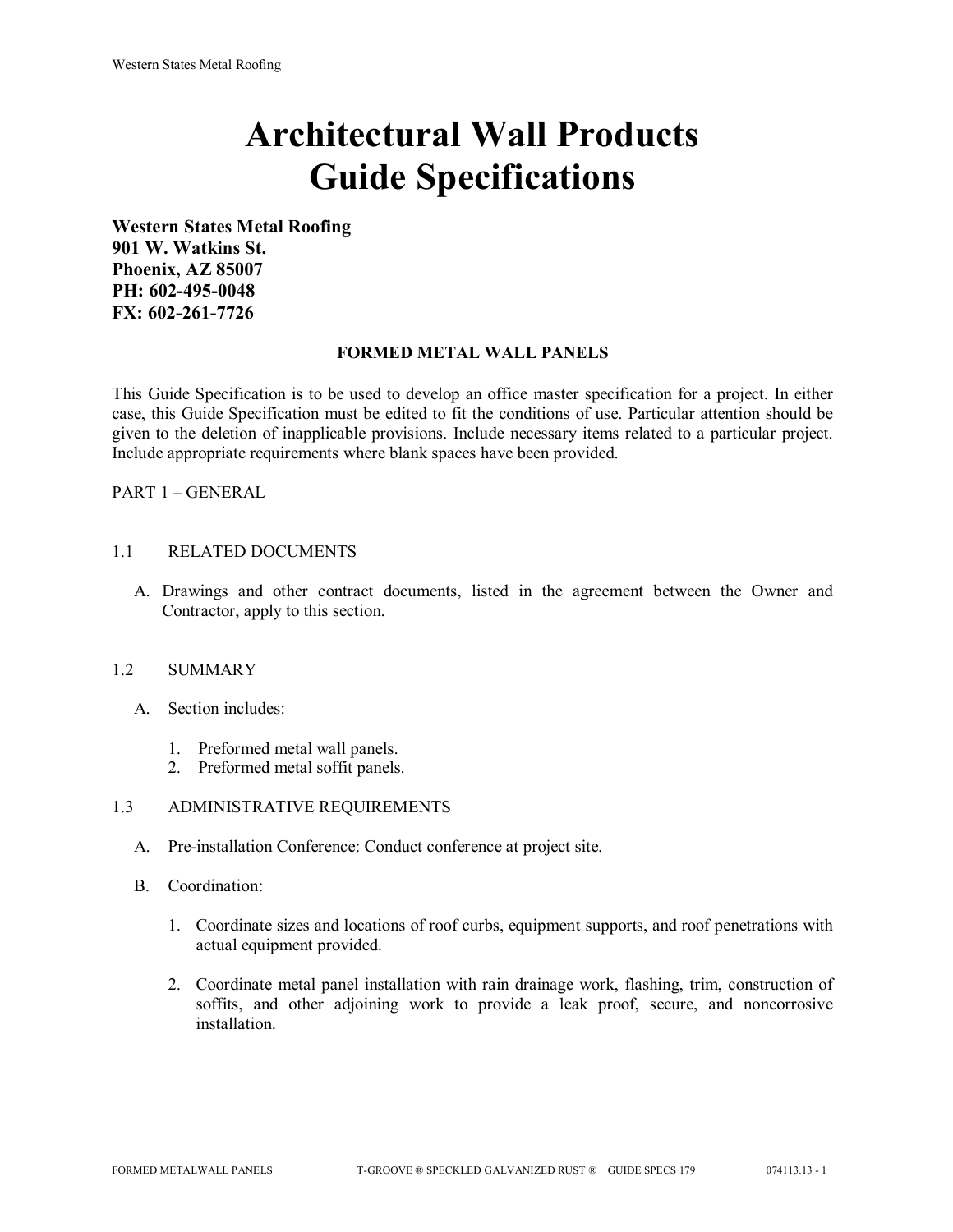# Architectural Wall Products
# Guide Specifications

**Western States Metal Roofing**
**901 W. Watkins St.**
**Phoenix, AZ 85007**
**PH: 602-495-0048**
**FX: 602-261-7726**

## FORMED METAL WALL PANELS

This Guide Specification is to be used to develop an office master specification for a project. In either case, this Guide Specification must be edited to fit the conditions of use. Particular attention should be given to the deletion of inapplicable provisions. Include necessary items related to a particular project. Include appropriate requirements where blank spaces have been provided.

PART 1 – GENERAL

1.1 RELATED DOCUMENTS

A. Drawings and other contract documents, listed in the agreement between the Owner and Contractor, apply to this section.

1.2 SUMMARY

A. Section includes:

1. Preformed metal wall panels.
2. Preformed metal soffit panels.

1.3 ADMINISTRATIVE REQUIREMENTS

A. Pre-installation Conference: Conduct conference at project site.

B. Coordination:

1. Coordinate sizes and locations of roof curbs, equipment supports, and roof penetrations with actual equipment provided.

2. Coordinate metal panel installation with rain drainage work, flashing, trim, construction of soffits, and other adjoining work to provide a leak proof, secure, and noncorrosive installation.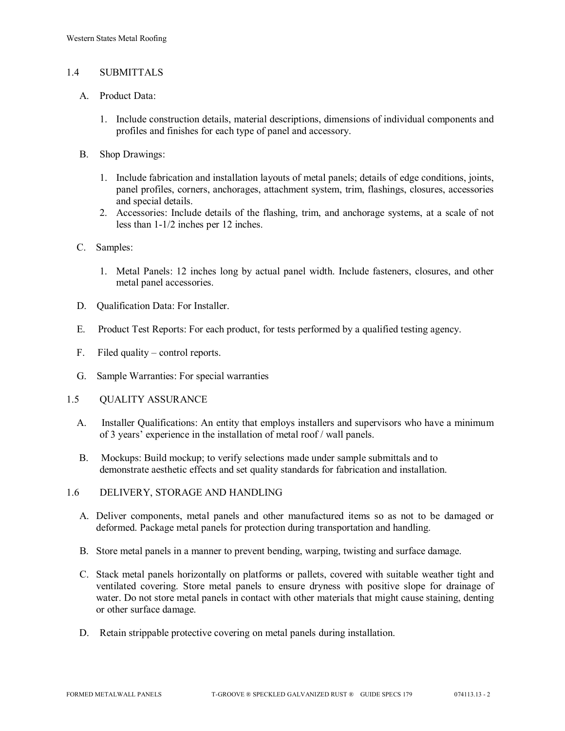## 1.4 SUBMITTALS

A. Product Data:

1. Include construction details, material descriptions, dimensions of individual components and profiles and finishes for each type of panel and accessory.

B. Shop Drawings:

1. Include fabrication and installation layouts of metal panels; details of edge conditions, joints, panel profiles, corners, anchorages, attachment system, trim, flashings, closures, accessories and special details.
2. Accessories: Include details of the flashing, trim, and anchorage systems, at a scale of not less than 1-1/2 inches per 12 inches.

C. Samples:

1. Metal Panels: 12 inches long by actual panel width. Include fasteners, closures, and other metal panel accessories.

D. Qualification Data: For Installer.

E. Product Test Reports: For each product, for tests performed by a qualified testing agency.

F. Filed quality – control reports.

G. Sample Warranties: For special warranties

## 1.5 QUALITY ASSURANCE

A. Installer Qualifications: An entity that employs installers and supervisors who have a minimum of 3 years' experience in the installation of metal roof / wall panels.

B. Mockups: Build mockup; to verify selections made under sample submittals and to demonstrate aesthetic effects and set quality standards for fabrication and installation.

## 1.6 DELIVERY, STORAGE AND HANDLING

A. Deliver components, metal panels and other manufactured items so as not to be damaged or deformed. Package metal panels for protection during transportation and handling.

B. Store metal panels in a manner to prevent bending, warping, twisting and surface damage.

C. Stack metal panels horizontally on platforms or pallets, covered with suitable weather tight and ventilated covering. Store metal panels to ensure dryness with positive slope for drainage of water. Do not store metal panels in contact with other materials that might cause staining, denting or other surface damage.

D. Retain strippable protective covering on metal panels during installation.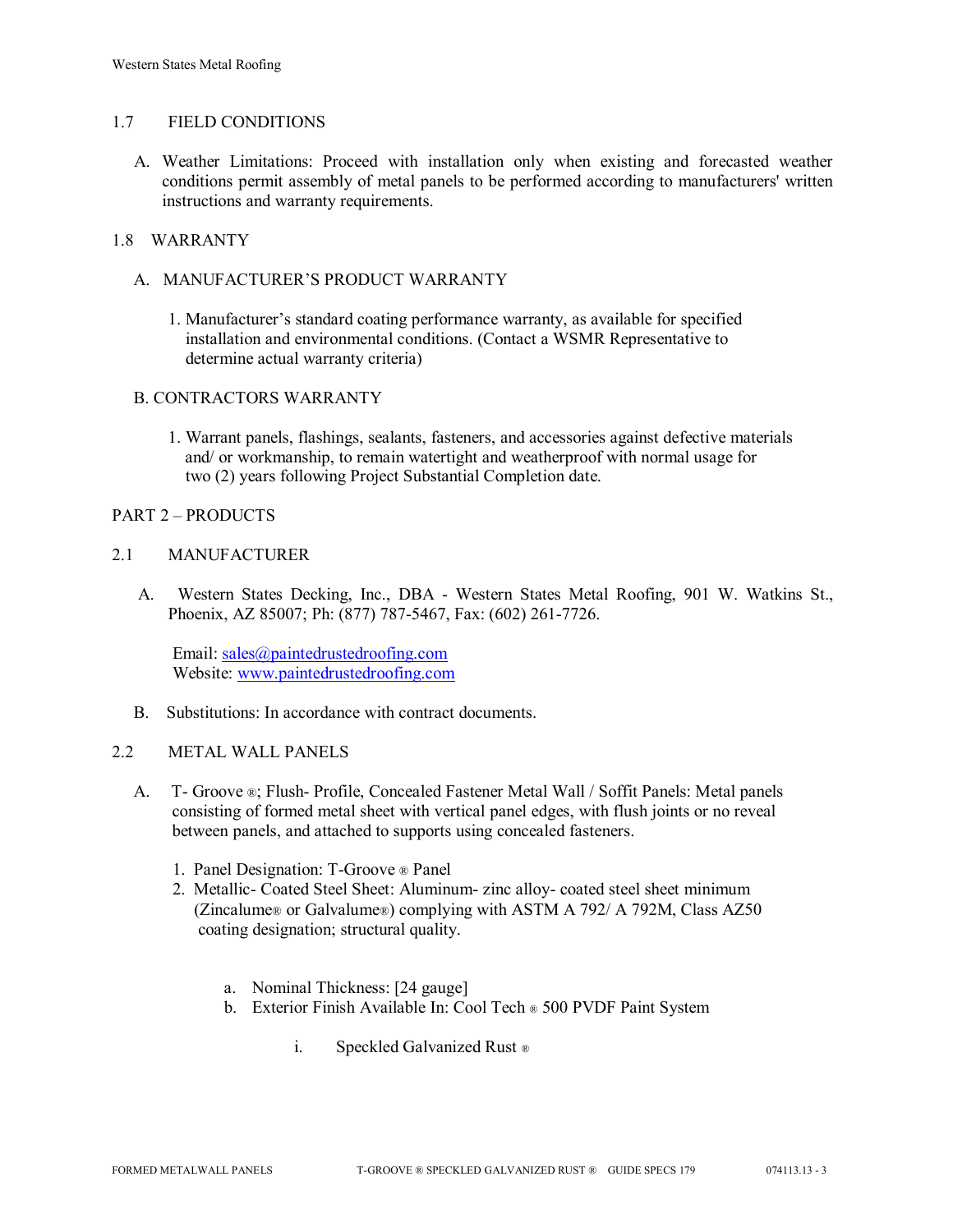## 1.7 FIELD CONDITIONS

A. Weather Limitations: Proceed with installation only when existing and forecasted weather conditions permit assembly of metal panels to be performed according to manufacturers' written instructions and warranty requirements.

## 1.8 WARRANTY

A. MANUFACTURER'S PRODUCT WARRANTY

1. Manufacturer's standard coating performance warranty, as available for specified installation and environmental conditions. (Contact a WSMR Representative to determine actual warranty criteria)

B. CONTRACTORS WARRANTY

1. Warrant panels, flashings, sealants, fasteners, and accessories against defective materials and/ or workmanship, to remain watertight and weatherproof with normal usage for two (2) years following Project Substantial Completion date.

# PART 2 – PRODUCTS

## 2.1 MANUFACTURER

A. Western States Decking, Inc., DBA - Western States Metal Roofing, 901 W. Watkins St., Phoenix, AZ 85007; Ph: (877) 787-5467, Fax: (602) 261-7726.

Email: sales@paintedrustedroofing.com
Website: www.paintedrustedroofing.com

B. Substitutions: In accordance with contract documents.

## 2.2 METAL WALL PANELS

A. T- Groove ®; Flush- Profile, Concealed Fastener Metal Wall / Soffit Panels: Metal panels consisting of formed metal sheet with vertical panel edges, with flush joints or no reveal between panels, and attached to supports using concealed fasteners.

1. Panel Designation: T-Groove ® Panel
2. Metallic- Coated Steel Sheet: Aluminum- zinc alloy- coated steel sheet minimum (Zincalume® or Galvalume®) complying with ASTM A 792/ A 792M, Class AZ50 coating designation; structural quality.

   a. Nominal Thickness: [24 gauge]
   b. Exterior Finish Available In: Cool Tech ® 500 PVDF Paint System

      i. Speckled Galvanized Rust ®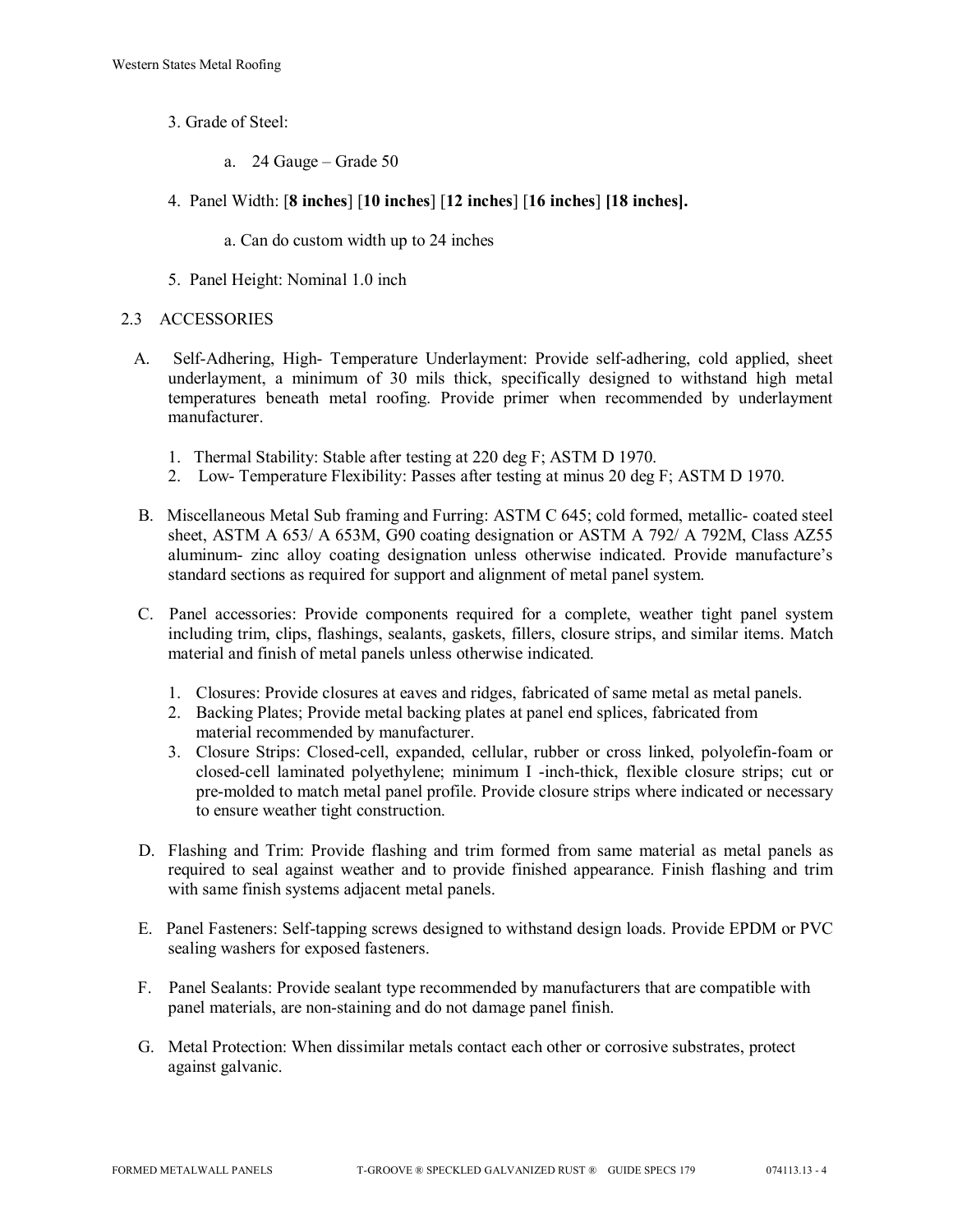3. Grade of Steel:

    a. 24 Gauge – Grade 50

4. Panel Width: [**8 inches**] [**10 inches**] [**12 inches**] [**16 inches**] **[18 inches].**

    a. Can do custom width up to 24 inches

5. Panel Height: Nominal 1.0 inch

## 2.3 ACCESSORIES

A. Self-Adhering, High- Temperature Underlayment: Provide self-adhering, cold applied, sheet underlayment, a minimum of 30 mils thick, specifically designed to withstand high metal temperatures beneath metal roofing. Provide primer when recommended by underlayment manufacturer.

   1. Thermal Stability: Stable after testing at 220 deg F; ASTM D 1970.
   2. Low- Temperature Flexibility: Passes after testing at minus 20 deg F; ASTM D 1970.

B. Miscellaneous Metal Sub framing and Furring: ASTM C 645; cold formed, metallic- coated steel sheet, ASTM A 653/ A 653M, G90 coating designation or ASTM A 792/ A 792M, Class AZ55 aluminum- zinc alloy coating designation unless otherwise indicated. Provide manufacture's standard sections as required for support and alignment of metal panel system.

C. Panel accessories: Provide components required for a complete, weather tight panel system including trim, clips, flashings, sealants, gaskets, fillers, closure strips, and similar items. Match material and finish of metal panels unless otherwise indicated.

   1. Closures: Provide closures at eaves and ridges, fabricated of same metal as metal panels.
   2. Backing Plates; Provide metal backing plates at panel end splices, fabricated from material recommended by manufacturer.
   3. Closure Strips: Closed-cell, expanded, cellular, rubber or cross linked, polyolefin-foam or closed-cell laminated polyethylene; minimum I -inch-thick, flexible closure strips; cut or pre-molded to match metal panel profile. Provide closure strips where indicated or necessary to ensure weather tight construction.

D. Flashing and Trim: Provide flashing and trim formed from same material as metal panels as required to seal against weather and to provide finished appearance. Finish flashing and trim with same finish systems adjacent metal panels.

E. Panel Fasteners: Self-tapping screws designed to withstand design loads. Provide EPDM or PVC sealing washers for exposed fasteners.

F. Panel Sealants: Provide sealant type recommended by manufacturers that are compatible with panel materials, are non-staining and do not damage panel finish.

G. Metal Protection: When dissimilar metals contact each other or corrosive substrates, protect against galvanic.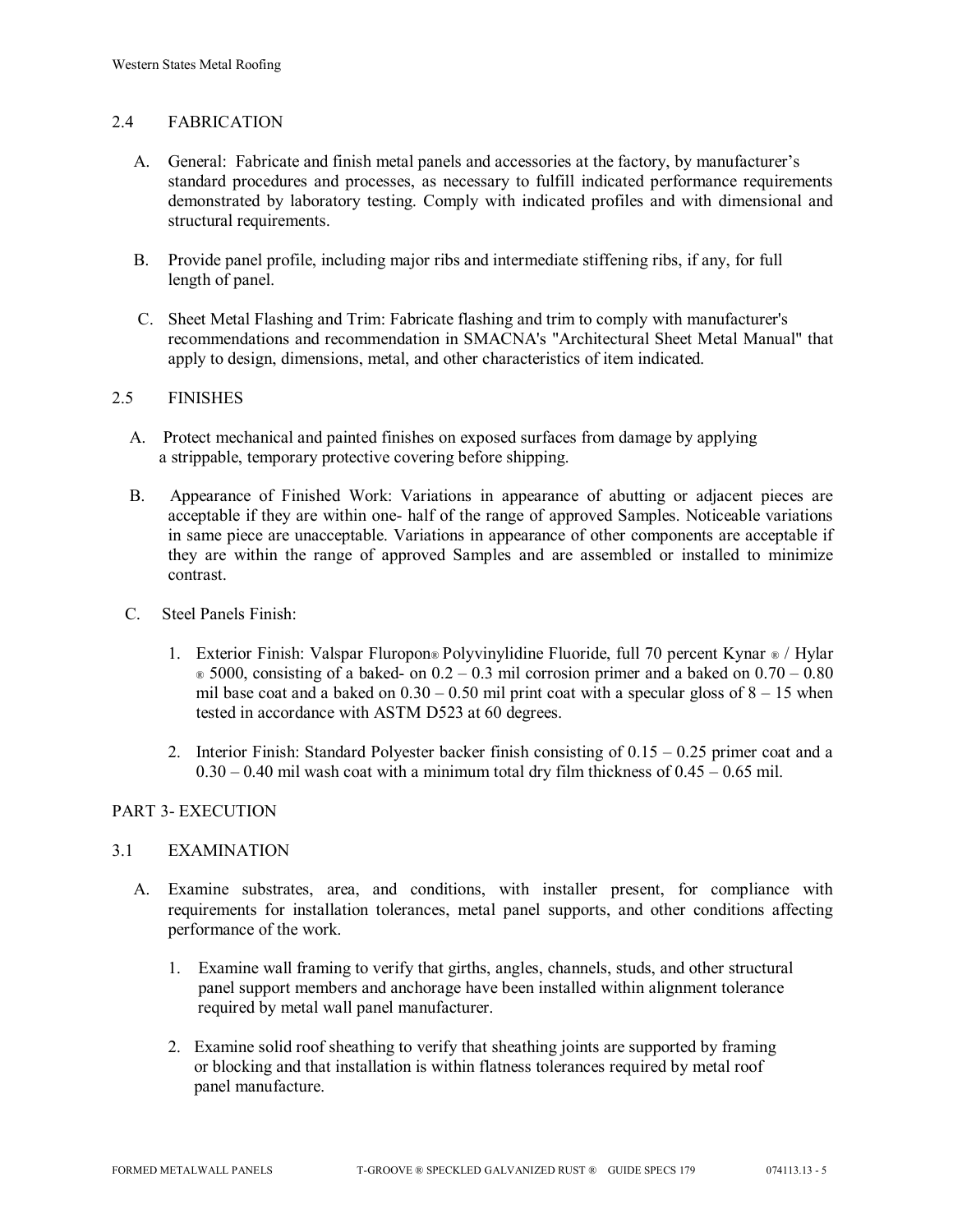## 2.4 FABRICATION

A. General: Fabricate and finish metal panels and accessories at the factory, by manufacturer's standard procedures and processes, as necessary to fulfill indicated performance requirements demonstrated by laboratory testing. Comply with indicated profiles and with dimensional and structural requirements.

B. Provide panel profile, including major ribs and intermediate stiffening ribs, if any, for full length of panel.

C. Sheet Metal Flashing and Trim: Fabricate flashing and trim to comply with manufacturer's recommendations and recommendation in SMACNA's "Architectural Sheet Metal Manual" that apply to design, dimensions, metal, and other characteristics of item indicated.

## 2.5 FINISHES

A. Protect mechanical and painted finishes on exposed surfaces from damage by applying a strippable, temporary protective covering before shipping.

B. Appearance of Finished Work: Variations in appearance of abutting or adjacent pieces are acceptable if they are within one- half of the range of approved Samples. Noticeable variations in same piece are unacceptable. Variations in appearance of other components are acceptable if they are within the range of approved Samples and are assembled or installed to minimize contrast.

C. Steel Panels Finish:

1. Exterior Finish: Valspar Fluropon® Polyvinylidine Fluoride, full 70 percent Kynar ® / Hylar ® 5000, consisting of a baked- on 0.2 – 0.3 mil corrosion primer and a baked on 0.70 – 0.80 mil base coat and a baked on 0.30 – 0.50 mil print coat with a specular gloss of 8 – 15 when tested in accordance with ASTM D523 at 60 degrees.

2. Interior Finish: Standard Polyester backer finish consisting of 0.15 – 0.25 primer coat and a 0.30 – 0.40 mil wash coat with a minimum total dry film thickness of 0.45 – 0.65 mil.

# PART 3- EXECUTION

## 3.1 EXAMINATION

A. Examine substrates, area, and conditions, with installer present, for compliance with requirements for installation tolerances, metal panel supports, and other conditions affecting performance of the work.

1. Examine wall framing to verify that girths, angles, channels, studs, and other structural panel support members and anchorage have been installed within alignment tolerance required by metal wall panel manufacturer.

2. Examine solid roof sheathing to verify that sheathing joints are supported by framing or blocking and that installation is within flatness tolerances required by metal roof panel manufacture.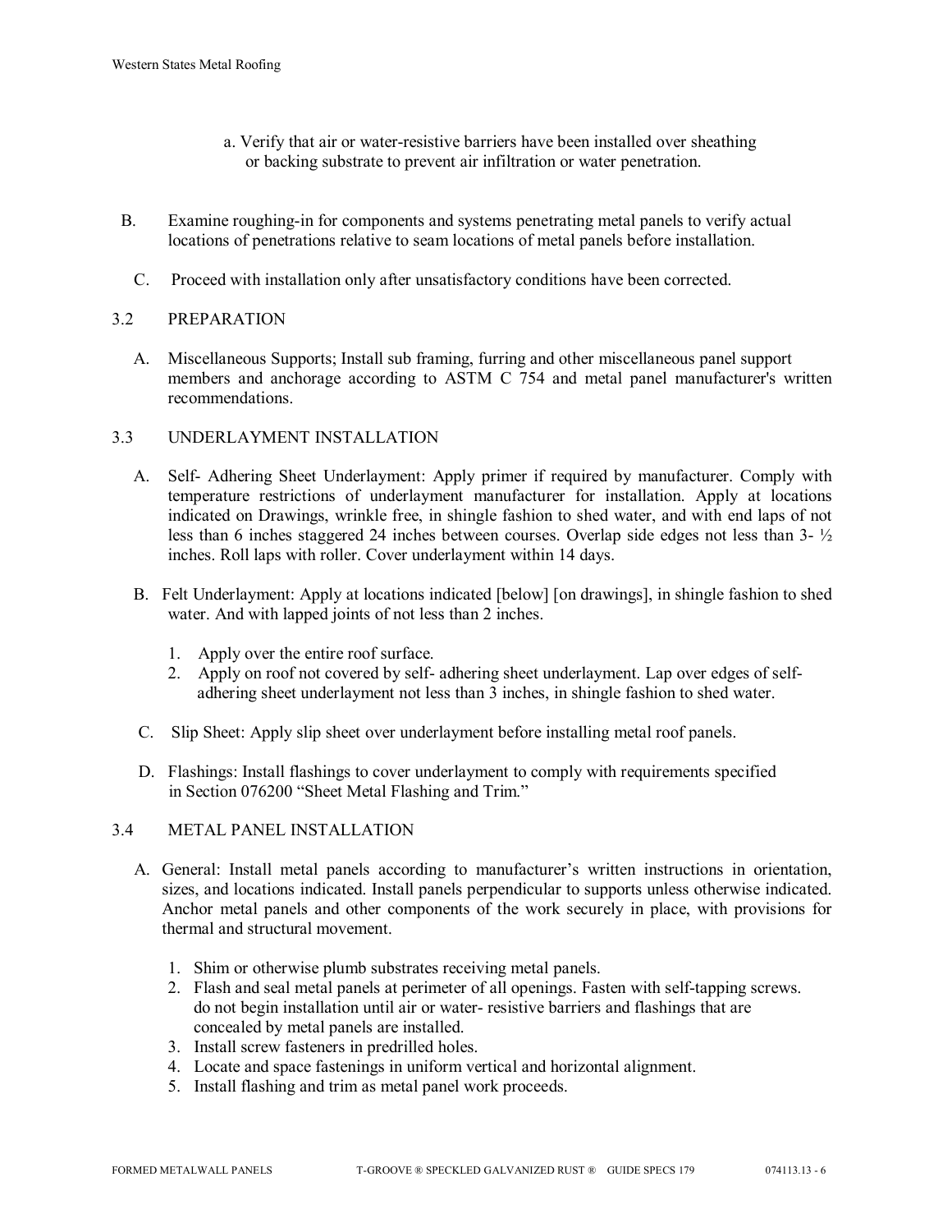a. Verify that air or water-resistive barriers have been installed over sheathing or backing substrate to prevent air infiltration or water penetration.

B. Examine roughing-in for components and systems penetrating metal panels to verify actual locations of penetrations relative to seam locations of metal panels before installation.

C. Proceed with installation only after unsatisfactory conditions have been corrected.

## 3.2 PREPARATION

A. Miscellaneous Supports; Install sub framing, furring and other miscellaneous panel support members and anchorage according to ASTM C 754 and metal panel manufacturer's written recommendations.

## 3.3 UNDERLAYMENT INSTALLATION

A. Self- Adhering Sheet Underlayment: Apply primer if required by manufacturer. Comply with temperature restrictions of underlayment manufacturer for installation. Apply at locations indicated on Drawings, wrinkle free, in shingle fashion to shed water, and with end laps of not less than 6 inches staggered 24 inches between courses. Overlap side edges not less than 3- ½ inches. Roll laps with roller. Cover underlayment within 14 days.

B. Felt Underlayment: Apply at locations indicated [below] [on drawings], in shingle fashion to shed water. And with lapped joints of not less than 2 inches.

1. Apply over the entire roof surface.
2. Apply on roof not covered by self- adhering sheet underlayment. Lap over edges of self-adhering sheet underlayment not less than 3 inches, in shingle fashion to shed water.

C. Slip Sheet: Apply slip sheet over underlayment before installing metal roof panels.

D. Flashings: Install flashings to cover underlayment to comply with requirements specified in Section 076200 "Sheet Metal Flashing and Trim."

## 3.4 METAL PANEL INSTALLATION

A. General: Install metal panels according to manufacturer's written instructions in orientation, sizes, and locations indicated. Install panels perpendicular to supports unless otherwise indicated. Anchor metal panels and other components of the work securely in place, with provisions for thermal and structural movement.

1. Shim or otherwise plumb substrates receiving metal panels.
2. Flash and seal metal panels at perimeter of all openings. Fasten with self-tapping screws. do not begin installation until air or water- resistive barriers and flashings that are concealed by metal panels are installed.
3. Install screw fasteners in predrilled holes.
4. Locate and space fastenings in uniform vertical and horizontal alignment.
5. Install flashing and trim as metal panel work proceeds.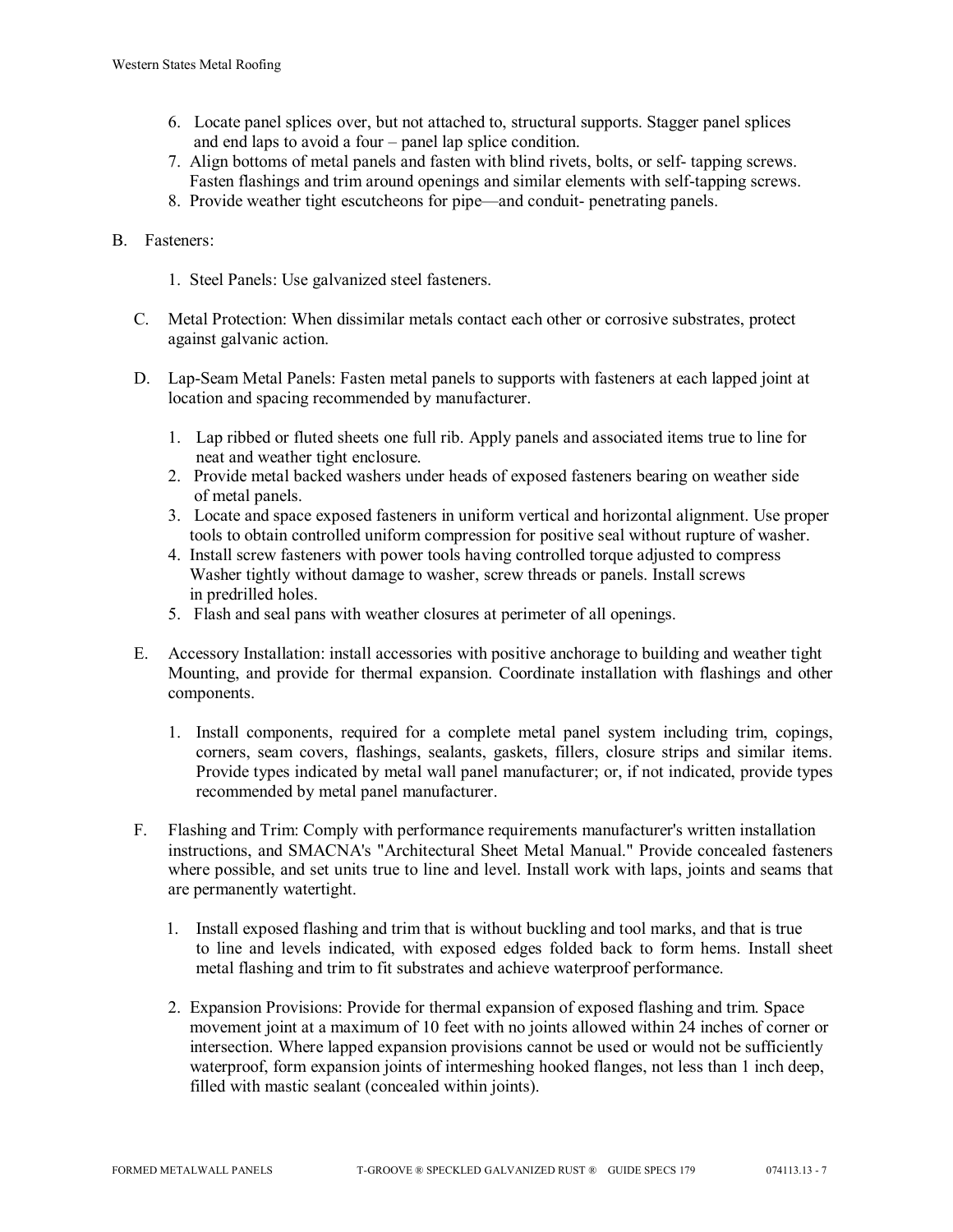6. Locate panel splices over, but not attached to, structural supports. Stagger panel splices and end laps to avoid a four – panel lap splice condition.
7. Align bottoms of metal panels and fasten with blind rivets, bolts, or self- tapping screws. Fasten flashings and trim around openings and similar elements with self-tapping screws.
8. Provide weather tight escutcheons for pipe—and conduit- penetrating panels.

B. Fasteners:

1. Steel Panels: Use galvanized steel fasteners.

C. Metal Protection: When dissimilar metals contact each other or corrosive substrates, protect against galvanic action.

D. Lap-Seam Metal Panels: Fasten metal panels to supports with fasteners at each lapped joint at location and spacing recommended by manufacturer.

1. Lap ribbed or fluted sheets one full rib. Apply panels and associated items true to line for neat and weather tight enclosure.
2. Provide metal backed washers under heads of exposed fasteners bearing on weather side of metal panels.
3. Locate and space exposed fasteners in uniform vertical and horizontal alignment. Use proper tools to obtain controlled uniform compression for positive seal without rupture of washer.
4. Install screw fasteners with power tools having controlled torque adjusted to compress Washer tightly without damage to washer, screw threads or panels. Install screws in predrilled holes.
5. Flash and seal pans with weather closures at perimeter of all openings.

E. Accessory Installation: install accessories with positive anchorage to building and weather tight Mounting, and provide for thermal expansion. Coordinate installation with flashings and other components.

1. Install components, required for a complete metal panel system including trim, copings, corners, seam covers, flashings, sealants, gaskets, fillers, closure strips and similar items. Provide types indicated by metal wall panel manufacturer; or, if not indicated, provide types recommended by metal panel manufacturer.

F. Flashing and Trim: Comply with performance requirements manufacturer's written installation instructions, and SMACNA's "Architectural Sheet Metal Manual." Provide concealed fasteners where possible, and set units true to line and level. Install work with laps, joints and seams that are permanently watertight.

1. Install exposed flashing and trim that is without buckling and tool marks, and that is true to line and levels indicated, with exposed edges folded back to form hems. Install sheet metal flashing and trim to fit substrates and achieve waterproof performance.

2. Expansion Provisions: Provide for thermal expansion of exposed flashing and trim. Space movement joint at a maximum of 10 feet with no joints allowed within 24 inches of corner or intersection. Where lapped expansion provisions cannot be used or would not be sufficiently waterproof, form expansion joints of intermeshing hooked flanges, not less than 1 inch deep, filled with mastic sealant (concealed within joints).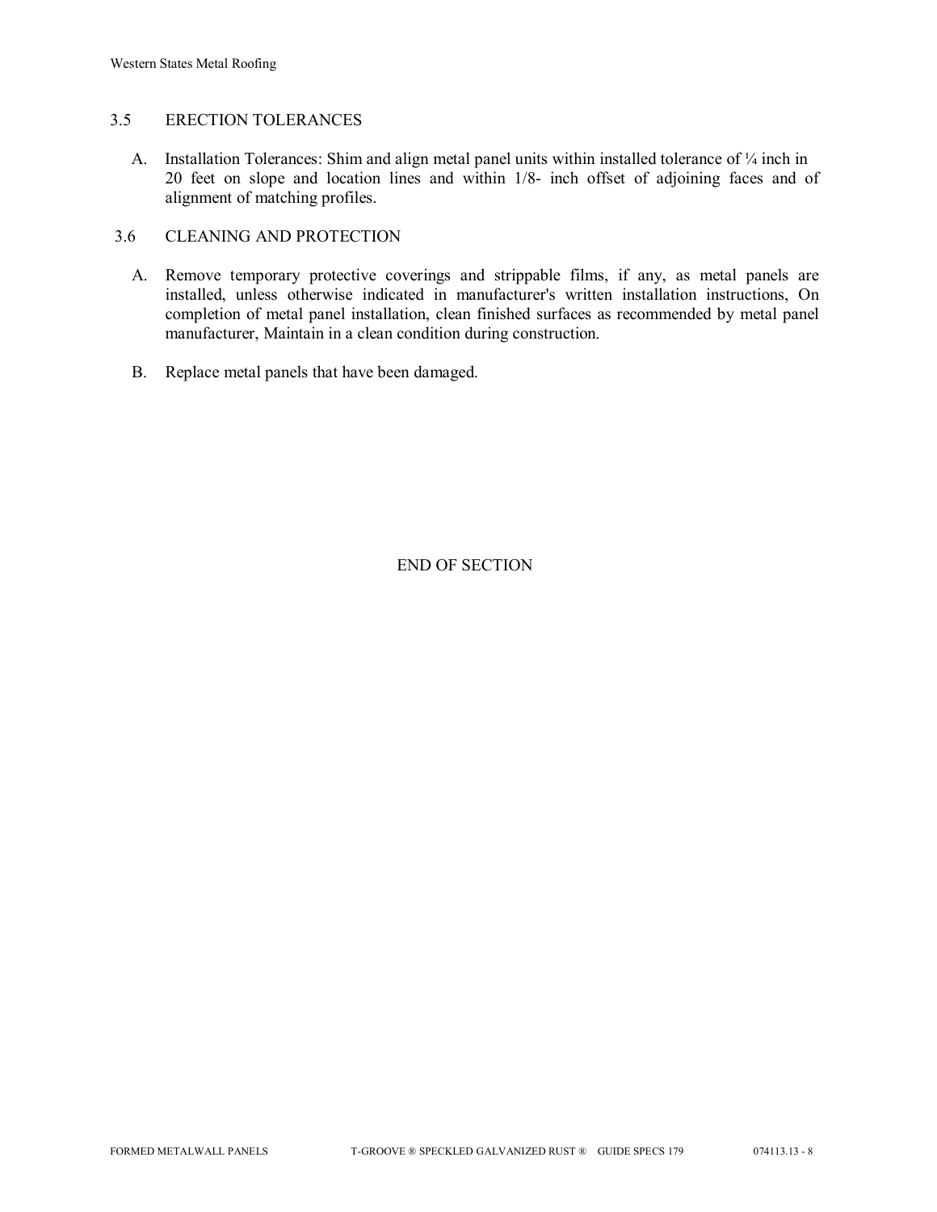## 3.5 ERECTION TOLERANCES

A. Installation Tolerances: Shim and align metal panel units within installed tolerance of ¼ inch in 20 feet on slope and location lines and within 1/8- inch offset of adjoining faces and of alignment of matching profiles.

## 3.6 CLEANING AND PROTECTION

A. Remove temporary protective coverings and strippable films, if any, as metal panels are installed, unless otherwise indicated in manufacturer's written installation instructions, On completion of metal panel installation, clean finished surfaces as recommended by metal panel manufacturer, Maintain in a clean condition during construction.

B. Replace metal panels that have been damaged.

END OF SECTION